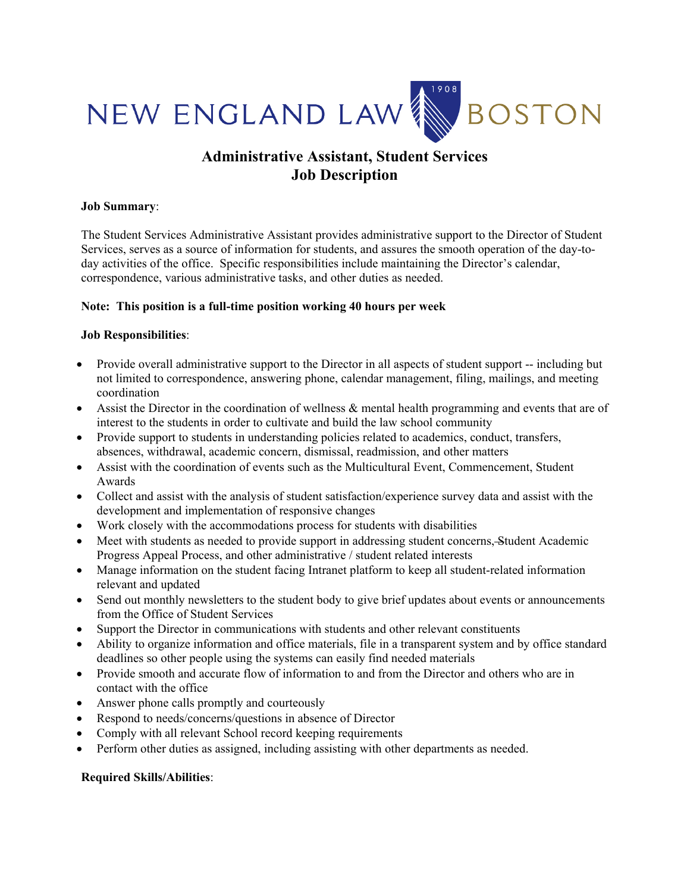NEW ENGLAND LAW | BOSTON

# Administrative Assistant, Student Services
# Job Description

**Job Summary**:

The Student Services Administrative Assistant provides administrative support to the Director of Student Services, serves as a source of information for students, and assures the smooth operation of the day-to-day activities of the office. Specific responsibilities include maintaining the Director's calendar, correspondence, various administrative tasks, and other duties as needed.

**Note: This position is a full-time position working 40 hours per week**

**Job Responsibilities**:

- Provide overall administrative support to the Director in all aspects of student support -- including but not limited to correspondence, answering phone, calendar management, filing, mailings, and meeting coordination
- Assist the Director in the coordination of wellness & mental health programming and events that are of interest to the students in order to cultivate and build the law school community
- Provide support to students in understanding policies related to academics, conduct, transfers, absences, withdrawal, academic concern, dismissal, readmission, and other matters
- Assist with the coordination of events such as the Multicultural Event, Commencement, Student Awards
- Collect and assist with the analysis of student satisfaction/experience survey data and assist with the development and implementation of responsive changes
- Work closely with the accommodations process for students with disabilities
- Meet with students as needed to provide support in addressing student concerns, Student Academic Progress Appeal Process, and other administrative / student related interests
- Manage information on the student facing Intranet platform to keep all student-related information relevant and updated
- Send out monthly newsletters to the student body to give brief updates about events or announcements from the Office of Student Services
- Support the Director in communications with students and other relevant constituents
- Ability to organize information and office materials, file in a transparent system and by office standard deadlines so other people using the systems can easily find needed materials
- Provide smooth and accurate flow of information to and from the Director and others who are in contact with the office
- Answer phone calls promptly and courteously
- Respond to needs/concerns/questions in absence of Director
- Comply with all relevant School record keeping requirements
- Perform other duties as assigned, including assisting with other departments as needed.

**Required Skills/Abilities**: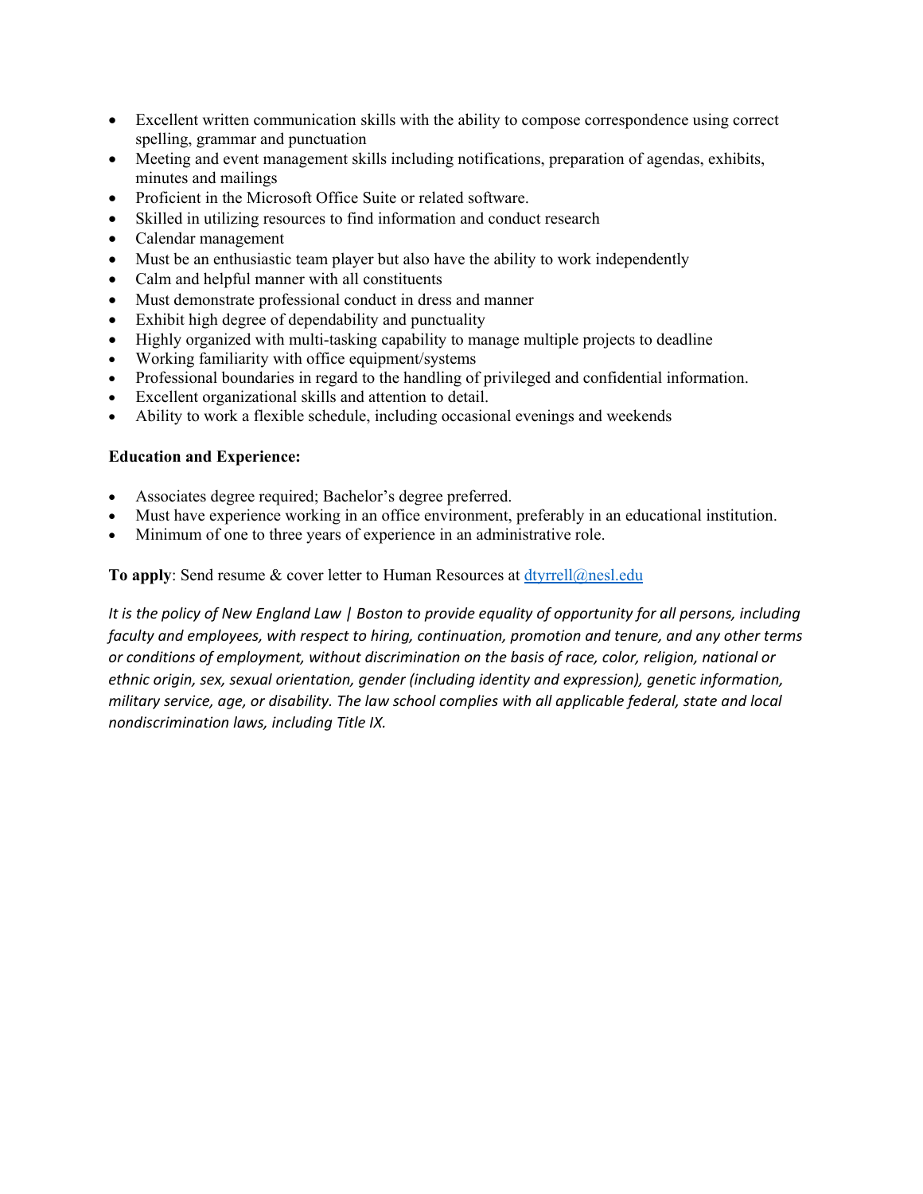- Excellent written communication skills with the ability to compose correspondence using correct spelling, grammar and punctuation
- Meeting and event management skills including notifications, preparation of agendas, exhibits, minutes and mailings
- Proficient in the Microsoft Office Suite or related software.
- Skilled in utilizing resources to find information and conduct research
- Calendar management
- Must be an enthusiastic team player but also have the ability to work independently
- Calm and helpful manner with all constituents
- Must demonstrate professional conduct in dress and manner
- Exhibit high degree of dependability and punctuality
- Highly organized with multi-tasking capability to manage multiple projects to deadline
- Working familiarity with office equipment/systems
- Professional boundaries in regard to the handling of privileged and confidential information.
- Excellent organizational skills and attention to detail.
- Ability to work a flexible schedule, including occasional evenings and weekends

**Education and Experience:**

- Associates degree required; Bachelor's degree preferred.
- Must have experience working in an office environment, preferably in an educational institution.
- Minimum of one to three years of experience in an administrative role.

**To apply**: Send resume & cover letter to Human Resources at dtyrrell@nesl.edu

*It is the policy of New England Law | Boston to provide equality of opportunity for all persons, including faculty and employees, with respect to hiring, continuation, promotion and tenure, and any other terms or conditions of employment, without discrimination on the basis of race, color, religion, national or ethnic origin, sex, sexual orientation, gender (including identity and expression), genetic information, military service, age, or disability. The law school complies with all applicable federal, state and local nondiscrimination laws, including Title IX.*